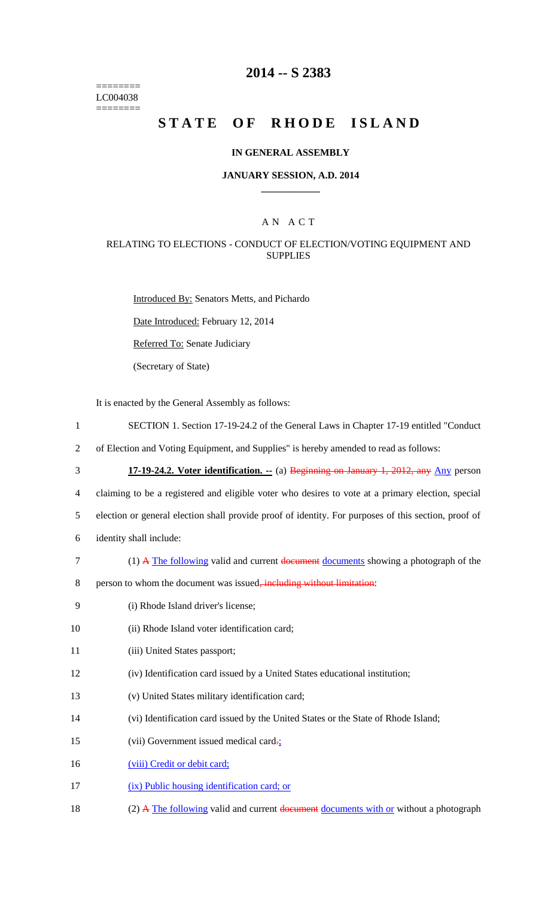========
LC004038
========

# 2014 -- S 2383

# STATE OF RHODE ISLAND

### IN GENERAL ASSEMBLY

### JANUARY SESSION, A.D. 2014

---

## A N A C T

### RELATING TO ELECTIONS - CONDUCT OF ELECTION/VOTING EQUIPMENT AND SUPPLIES

Introduced By: Senators Metts, and Pichardo

Date Introduced: February 12, 2014

Referred To: Senate Judiciary

(Secretary of State)

It is enacted by the General Assembly as follows:

1 SECTION 1. Section 17-19-24.2 of the General Laws in Chapter 17-19 entitled "Conduct
2 of Election and Voting Equipment, and Supplies" is hereby amended to read as follows:

3 **17-19-24.2. Voter identification. --** (a) ~~Beginning on January 1, 2012, any~~ Any person
4 claiming to be a registered and eligible voter who desires to vote at a primary election, special
5 election or general election shall provide proof of identity. For purposes of this section, proof of
6 identity shall include:

7 (1) ~~A~~ The following valid and current ~~document~~ documents showing a photograph of the
8 person to whom the document was issued~~, including without limitation~~:

9 (i) Rhode Island driver's license;

10 (ii) Rhode Island voter identification card;

11 (iii) United States passport;

12 (iv) Identification card issued by a United States educational institution;

13 (v) United States military identification card;

14 (vi) Identification card issued by the United States or the State of Rhode Island;

15 (vii) Government issued medical card~~.~~;

16 (viii) Credit or debit card;

17 (ix) Public housing identification card; or

18 (2) ~~A~~ The following valid and current ~~document~~ documents with or without a photograph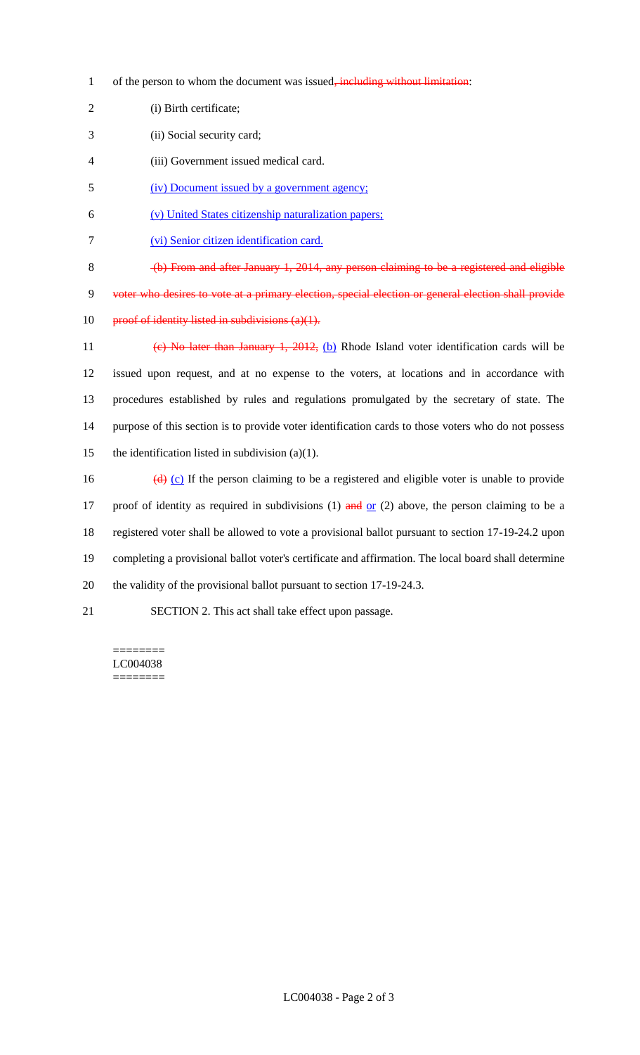1 of the person to whom the document was issued~~, including without limitation~~:

2 (i) Birth certificate;

3 (ii) Social security card;

4 (iii) Government issued medical card.

5 <u>(iv) Document issued by a government agency;</u>

6 <u>(v) United States citizenship naturalization papers;</u>

7 <u>(vi) Senior citizen identification card.</u>

8 ~~(b) From and after January 1, 2014, any person claiming to be a registered and eligible~~

9 ~~voter who desires to vote at a primary election, special election or general election shall provide~~

10 ~~proof of identity listed in subdivisions (a)(1).~~

11 ~~(c) No later than January 1, 2012,~~ <u>(b)</u> Rhode Island voter identification cards will be

12 issued upon request, and at no expense to the voters, at locations and in accordance with

13 procedures established by rules and regulations promulgated by the secretary of state. The

14 purpose of this section is to provide voter identification cards to those voters who do not possess

15 the identification listed in subdivision (a)(1).

16 ~~(d)~~ <u>(c)</u> If the person claiming to be a registered and eligible voter is unable to provide

17 proof of identity as required in subdivisions (1) ~~and~~ <u>or</u> (2) above, the person claiming to be a

18 registered voter shall be allowed to vote a provisional ballot pursuant to section 17-19-24.2 upon

19 completing a provisional ballot voter's certificate and affirmation. The local board shall determine

20 the validity of the provisional ballot pursuant to section 17-19-24.3.

21 SECTION 2. This act shall take effect upon passage.

========
LC004038
========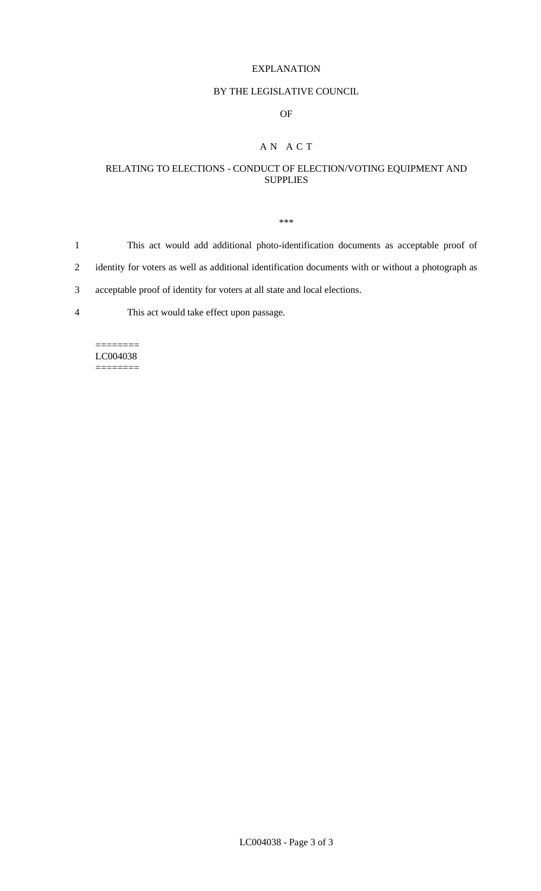EXPLANATION

BY THE LEGISLATIVE COUNCIL

OF

A N A C T

RELATING TO ELECTIONS - CONDUCT OF ELECTION/VOTING EQUIPMENT AND SUPPLIES

\*\*\*

1 This act would add additional photo-identification documents as acceptable proof of
2 identity for voters as well as additional identification documents with or without a photograph as
3 acceptable proof of identity for voters at all state and local elections.
4 This act would take effect upon passage.

========
LC004038
========